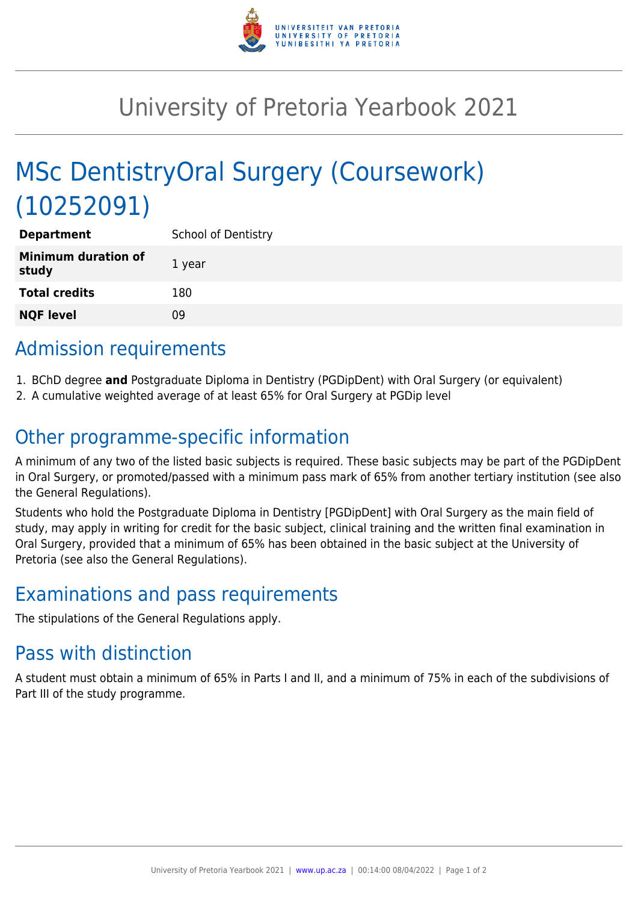# University of Pretoria Yearbook 2021

# MSc DentistryOral Surgery (Coursework) (10252091)

| **Department** | School of Dentistry |
|---|---|
| **Minimum duration of study** | 1 year |
| **Total credits** | 180 |
| **NQF level** | 09 |

## Admission requirements

1. BChD degree **and** Postgraduate Diploma in Dentistry (PGDipDent) with Oral Surgery (or equivalent)
2. A cumulative weighted average of at least 65% for Oral Surgery at PGDip level

## Other programme-specific information

A minimum of any two of the listed basic subjects is required. These basic subjects may be part of the PGDipDent in Oral Surgery, or promoted/passed with a minimum pass mark of 65% from another tertiary institution (see also the General Regulations).

Students who hold the Postgraduate Diploma in Dentistry [PGDipDent] with Oral Surgery as the main field of study, may apply in writing for credit for the basic subject, clinical training and the written final examination in Oral Surgery, provided that a minimum of 65% has been obtained in the basic subject at the University of Pretoria (see also the General Regulations).

## Examinations and pass requirements

The stipulations of the General Regulations apply.

## Pass with distinction

A student must obtain a minimum of 65% in Parts I and II, and a minimum of 75% in each of the subdivisions of Part III of the study programme.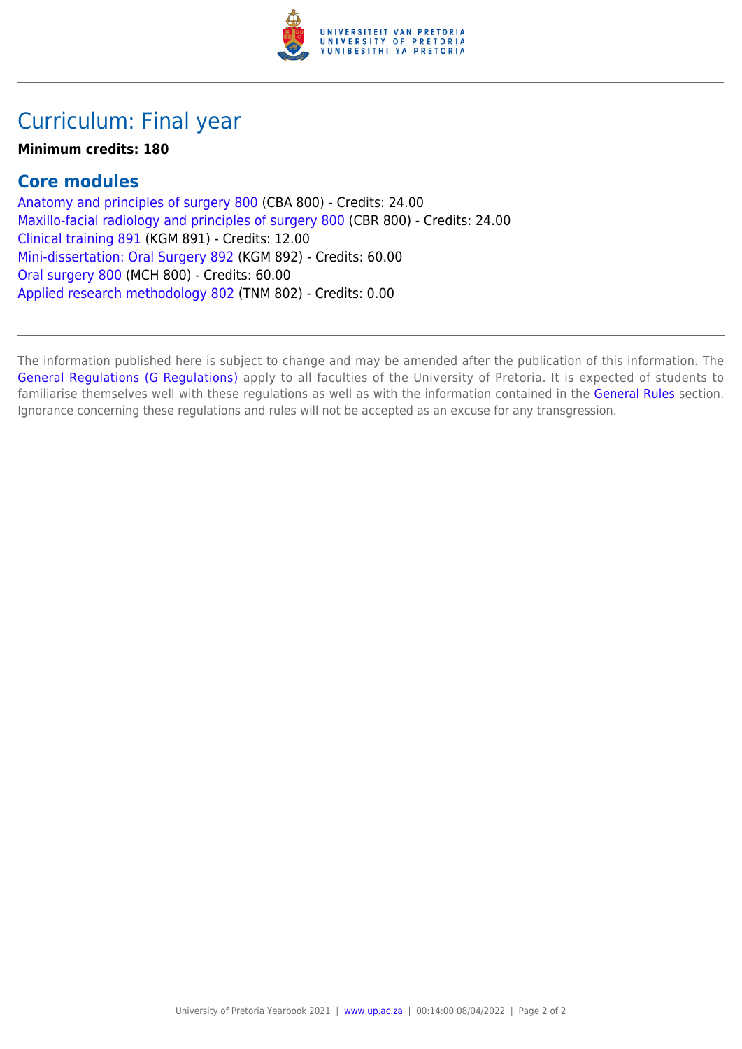# Curriculum: Final year

**Minimum credits: 180**

## Core modules

Anatomy and principles of surgery 800 (CBA 800) - Credits: 24.00
Maxillo-facial radiology and principles of surgery 800 (CBR 800) - Credits: 24.00
Clinical training 891 (KGM 891) - Credits: 12.00
Mini-dissertation: Oral Surgery 892 (KGM 892) - Credits: 60.00
Oral surgery 800 (MCH 800) - Credits: 60.00
Applied research methodology 802 (TNM 802) - Credits: 0.00

The information published here is subject to change and may be amended after the publication of this information. The General Regulations (G Regulations) apply to all faculties of the University of Pretoria. It is expected of students to familiarise themselves well with these regulations as well as with the information contained in the General Rules section. Ignorance concerning these regulations and rules will not be accepted as an excuse for any transgression.